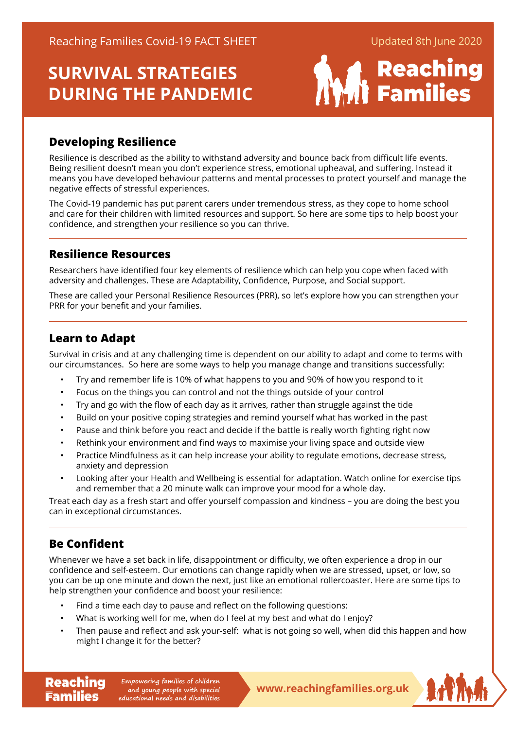Reaching Families Covid-19 FACT SHEET

Updated 8th June 2020

# SURVIVAL STRATEGIES DURING THE PANDEMIC

Reaching Families

## Developing Resilience

Resilience is described as the ability to withstand adversity and bounce back from difficult life events. Being resilient doesn't mean you don't experience stress, emotional upheaval, and suffering. Instead it means you have developed behaviour patterns and mental processes to protect yourself and manage the negative effects of stressful experiences.

The Covid-19 pandemic has put parent carers under tremendous stress, as they cope to home school and care for their children with limited resources and support. So here are some tips to help boost your confidence, and strengthen your resilience so you can thrive.

## Resilience Resources

Researchers have identified four key elements of resilience which can help you cope when faced with adversity and challenges. These are Adaptability, Confidence, Purpose, and Social support.

These are called your Personal Resilience Resources (PRR), so let's explore how you can strengthen your PRR for your benefit and your families.

## Learn to Adapt

Survival in crisis and at any challenging time is dependent on our ability to adapt and come to terms with our circumstances. So here are some ways to help you manage change and transitions successfully:

- Try and remember life is 10% of what happens to you and 90% of how you respond to it
- Focus on the things you can control and not the things outside of your control
- Try and go with the flow of each day as it arrives, rather than struggle against the tide
- Build on your positive coping strategies and remind yourself what has worked in the past
- Pause and think before you react and decide if the battle is really worth fighting right now
- Rethink your environment and find ways to maximise your living space and outside view
- Practice Mindfulness as it can help increase your ability to regulate emotions, decrease stress, anxiety and depression
- Looking after your Health and Wellbeing is essential for adaptation. Watch online for exercise tips and remember that a 20 minute walk can improve your mood for a whole day.

Treat each day as a fresh start and offer yourself compassion and kindness – you are doing the best you can in exceptional circumstances.

## Be Confident

Whenever we have a set back in life, disappointment or difficulty, we often experience a drop in our confidence and self-esteem. Our emotions can change rapidly when we are stressed, upset, or low, so you can be up one minute and down the next, just like an emotional rollercoaster. Here are some tips to help strengthen your confidence and boost your resilience:

- Find a time each day to pause and reflect on the following questions:
- What is working well for me, when do I feel at my best and what do I enjoy?
- Then pause and reflect and ask your-self: what is not going so well, when did this happen and how might I change it for the better?

Reaching Families — *Empowering families of children and young people with special educational needs and disabilities* — www.reachingfamilies.org.uk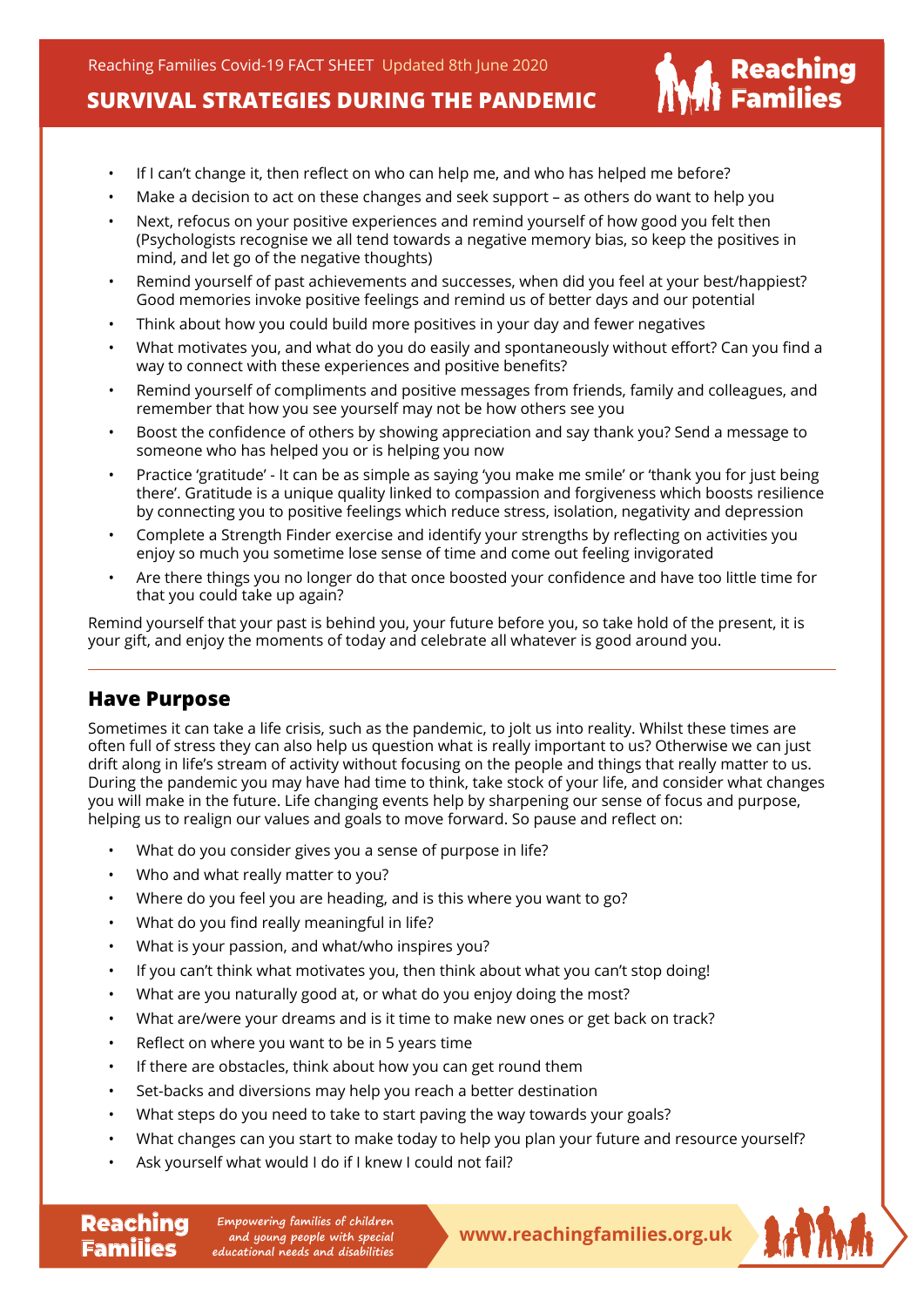- If I can't change it, then reflect on who can help me, and who has helped me before?
- Make a decision to act on these changes and seek support – as others do want to help you
- Next, refocus on your positive experiences and remind yourself of how good you felt then (Psychologists recognise we all tend towards a negative memory bias, so keep the positives in mind, and let go of the negative thoughts)
- Remind yourself of past achievements and successes, when did you feel at your best/happiest? Good memories invoke positive feelings and remind us of better days and our potential
- Think about how you could build more positives in your day and fewer negatives
- What motivates you, and what do you do easily and spontaneously without effort? Can you find a way to connect with these experiences and positive benefits?
- Remind yourself of compliments and positive messages from friends, family and colleagues, and remember that how you see yourself may not be how others see you
- Boost the confidence of others by showing appreciation and say thank you? Send a message to someone who has helped you or is helping you now
- Practice 'gratitude' - It can be as simple as saying 'you make me smile' or 'thank you for just being there'. Gratitude is a unique quality linked to compassion and forgiveness which boosts resilience by connecting you to positive feelings which reduce stress, isolation, negativity and depression
- Complete a Strength Finder exercise and identify your strengths by reflecting on activities you enjoy so much you sometime lose sense of time and come out feeling invigorated
- Are there things you no longer do that once boosted your confidence and have too little time for that you could take up again?

Remind yourself that your past is behind you, your future before you, so take hold of the present, it is your gift, and enjoy the moments of today and celebrate all whatever is good around you.

## Have Purpose

Sometimes it can take a life crisis, such as the pandemic, to jolt us into reality. Whilst these times are often full of stress they can also help us question what is really important to us? Otherwise we can just drift along in life's stream of activity without focusing on the people and things that really matter to us. During the pandemic you may have had time to think, take stock of your life, and consider what changes you will make in the future. Life changing events help by sharpening our sense of focus and purpose, helping us to realign our values and goals to move forward. So pause and reflect on:

- What do you consider gives you a sense of purpose in life?
- Who and what really matter to you?
- Where do you feel you are heading, and is this where you want to go?
- What do you find really meaningful in life?
- What is your passion, and what/who inspires you?
- If you can't think what motivates you, then think about what you can't stop doing!
- What are you naturally good at, or what do you enjoy doing the most?
- What are/were your dreams and is it time to make new ones or get back on track?
- Reflect on where you want to be in 5 years time
- If there are obstacles, think about how you can get round them
- Set-backs and diversions may help you reach a better destination
- What steps do you need to take to start paving the way towards your goals?
- What changes can you start to make today to help you plan your future and resource yourself?
- Ask yourself what would I do if I knew I could not fail?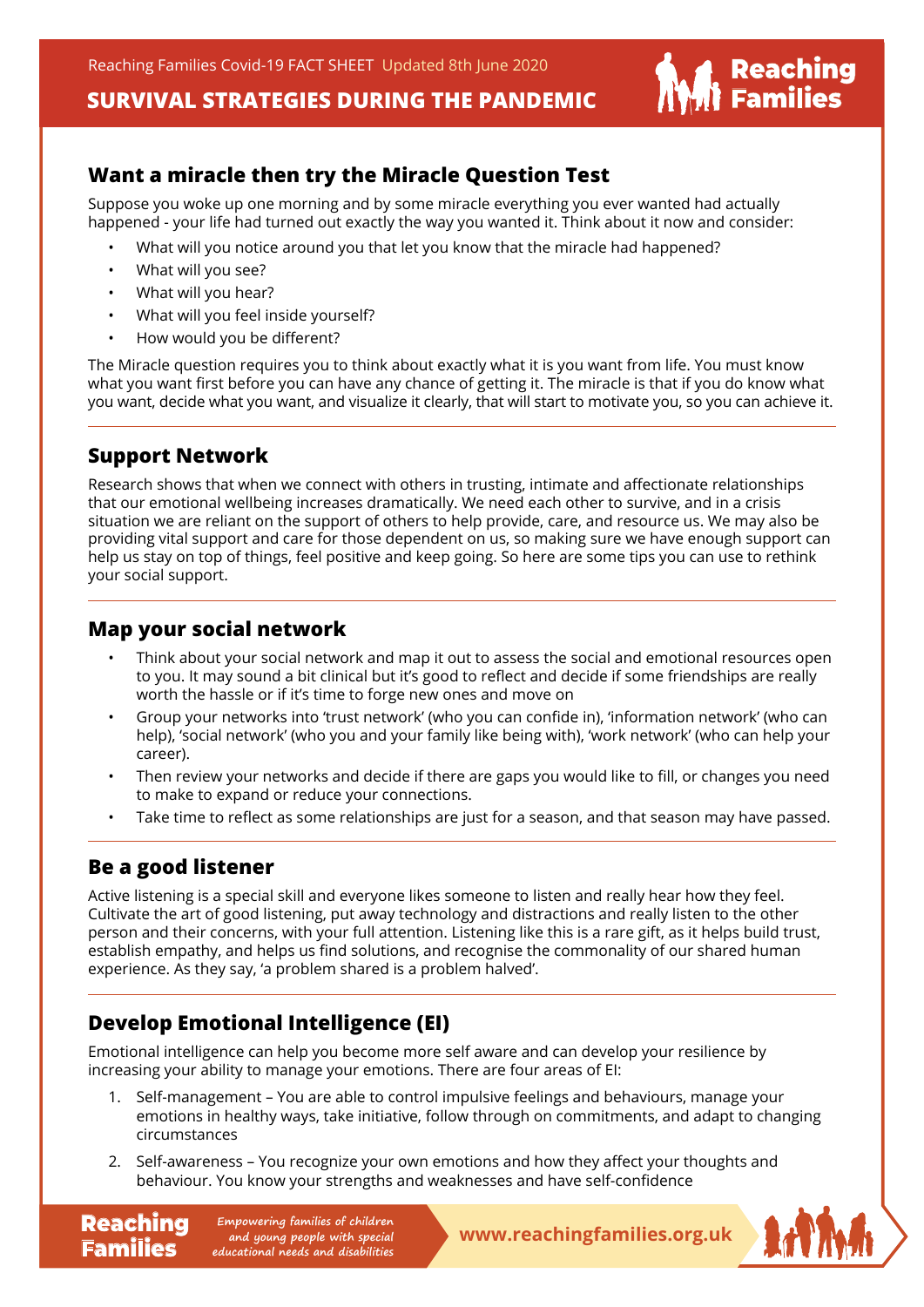## Want a miracle then try the Miracle Question Test

Suppose you woke up one morning and by some miracle everything you ever wanted had actually happened - your life had turned out exactly the way you wanted it. Think about it now and consider:

- What will you notice around you that let you know that the miracle had happened?
- What will you see?
- What will you hear?
- What will you feel inside yourself?
- How would you be different?

The Miracle question requires you to think about exactly what it is you want from life. You must know what you want first before you can have any chance of getting it. The miracle is that if you do know what you want, decide what you want, and visualize it clearly, that will start to motivate you, so you can achieve it.

---

## Support Network

Research shows that when we connect with others in trusting, intimate and affectionate relationships that our emotional wellbeing increases dramatically. We need each other to survive, and in a crisis situation we are reliant on the support of others to help provide, care, and resource us. We may also be providing vital support and care for those dependent on us, so making sure we have enough support can help us stay on top of things, feel positive and keep going. So here are some tips you can use to rethink your social support.

---

## Map your social network

- Think about your social network and map it out to assess the social and emotional resources open to you. It may sound a bit clinical but it's good to reflect and decide if some friendships are really worth the hassle or if it's time to forge new ones and move on
- Group your networks into 'trust network' (who you can confide in), 'information network' (who can help), 'social network' (who you and your family like being with), 'work network' (who can help your career).
- Then review your networks and decide if there are gaps you would like to fill, or changes you need to make to expand or reduce your connections.
- Take time to reflect as some relationships are just for a season, and that season may have passed.

---

## Be a good listener

Active listening is a special skill and everyone likes someone to listen and really hear how they feel. Cultivate the art of good listening, put away technology and distractions and really listen to the other person and their concerns, with your full attention. Listening like this is a rare gift, as it helps build trust, establish empathy, and helps us find solutions, and recognise the commonality of our shared human experience. As they say, 'a problem shared is a problem halved'.

---

## Develop Emotional Intelligence (EI)

Emotional intelligence can help you become more self aware and can develop your resilience by increasing your ability to manage your emotions. There are four areas of EI:

1. Self-management – You are able to control impulsive feelings and behaviours, manage your emotions in healthy ways, take initiative, follow through on commitments, and adapt to changing circumstances
2. Self-awareness – You recognize your own emotions and how they affect your thoughts and behaviour. You know your strengths and weaknesses and have self-confidence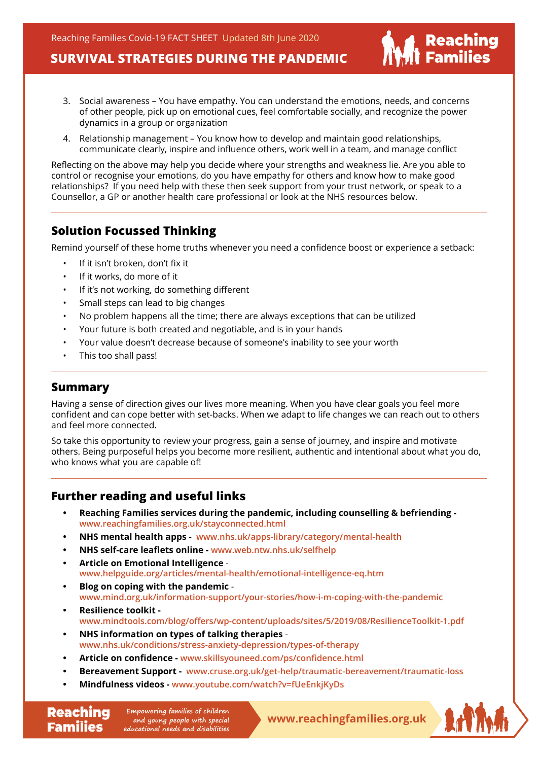3. Social awareness – You have empathy. You can understand the emotions, needs, and concerns of other people, pick up on emotional cues, feel comfortable socially, and recognize the power dynamics in a group or organization
4. Relationship management – You know how to develop and maintain good relationships, communicate clearly, inspire and influence others, work well in a team, and manage conflict

Reflecting on the above may help you decide where your strengths and weakness lie. Are you able to control or recognise your emotions, do you have empathy for others and know how to make good relationships? If you need help with these then seek support from your trust network, or speak to a Counsellor, a GP or another health care professional or look at the NHS resources below.

## Solution Focussed Thinking

Remind yourself of these home truths whenever you need a confidence boost or experience a setback:

- If it isn't broken, don't fix it
- If it works, do more of it
- If it's not working, do something different
- Small steps can lead to big changes
- No problem happens all the time; there are always exceptions that can be utilized
- Your future is both created and negotiable, and is in your hands
- Your value doesn't decrease because of someone's inability to see your worth
- This too shall pass!

## Summary

Having a sense of direction gives our lives more meaning. When you have clear goals you feel more confident and can cope better with set-backs. When we adapt to life changes we can reach out to others and feel more connected.

So take this opportunity to review your progress, gain a sense of journey, and inspire and motivate others. Being purposeful helps you become more resilient, authentic and intentional about what you do, who knows what you are capable of!

## Further reading and useful links

- **Reaching Families services during the pandemic, including counselling & befriending -** www.reachingfamilies.org.uk/stayconnected.html
- **NHS mental health apps -** www.nhs.uk/apps-library/category/mental-health
- **NHS self-care leaflets online -** www.web.ntw.nhs.uk/selfhelp
- **Article on Emotional Intelligence** - www.helpguide.org/articles/mental-health/emotional-intelligence-eq.htm
- **Blog on coping with the pandemic** - www.mind.org.uk/information-support/your-stories/how-i-m-coping-with-the-pandemic
- **Resilience toolkit -** www.mindtools.com/blog/offers/wp-content/uploads/sites/5/2019/08/ResilienceToolkit-1.pdf
- **NHS information on types of talking therapies** - www.nhs.uk/conditions/stress-anxiety-depression/types-of-therapy
- **Article on confidence -** www.skillsyouneed.com/ps/confidence.html
- **Bereavement Support -** www.cruse.org.uk/get-help/traumatic-bereavement/traumatic-loss
- **Mindfulness videos -** www.youtube.com/watch?v=fUeEnkjKyDs